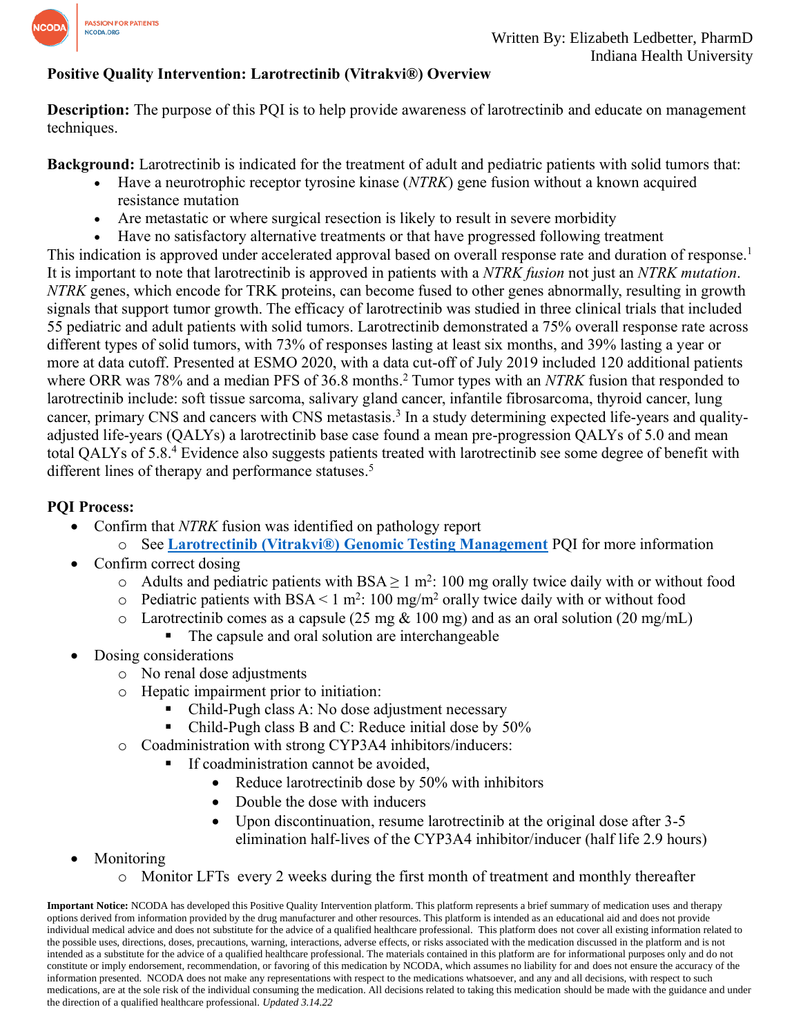Written By: Elizabeth Ledbetter, PharmD
Indiana Health University

# Positive Quality Intervention: Larotrectinib (Vitrakvi®) Overview

**Description:** The purpose of this PQI is to help provide awareness of larotrectinib and educate on management techniques.

**Background:** Larotrectinib is indicated for the treatment of adult and pediatric patients with solid tumors that:

- Have a neurotrophic receptor tyrosine kinase (*NTRK*) gene fusion without a known acquired resistance mutation
- Are metastatic or where surgical resection is likely to result in severe morbidity
- Have no satisfactory alternative treatments or that have progressed following treatment

This indication is approved under accelerated approval based on overall response rate and duration of response.[1] It is important to note that larotrectinib is approved in patients with a *NTRK fusion* not just an *NTRK mutation*. *NTRK* genes, which encode for TRK proteins, can become fused to other genes abnormally, resulting in growth signals that support tumor growth. The efficacy of larotrectinib was studied in three clinical trials that included 55 pediatric and adult patients with solid tumors. Larotrectinib demonstrated a 75% overall response rate across different types of solid tumors, with 73% of responses lasting at least six months, and 39% lasting a year or more at data cutoff. Presented at ESMO 2020, with a data cut-off of July 2019 included 120 additional patients where ORR was 78% and a median PFS of 36.8 months.[2] Tumor types with an *NTRK* fusion that responded to larotrectinib include: soft tissue sarcoma, salivary gland cancer, infantile fibrosarcoma, thyroid cancer, lung cancer, primary CNS and cancers with CNS metastasis.[3] In a study determining expected life-years and quality-adjusted life-years (QALYs) a larotrectinib base case found a mean pre-progression QALYs of 5.0 and mean total QALYs of 5.8.[4] Evidence also suggests patients treated with larotrectinib see some degree of benefit with different lines of therapy and performance statuses.[5]

## PQI Process:

- Confirm that *NTRK* fusion was identified on pathology report
  - See **Larotrectinib (Vitrakvi®) Genomic Testing Management** PQI for more information
- Confirm correct dosing
  - Adults and pediatric patients with BSA ≥ 1 $m^2$: 100 mg orally twice daily with or without food
  - Pediatric patients with BSA < 1 $m^2$: 100 mg/$m^2$ orally twice daily with or without food
  - Larotrectinib comes as a capsule (25 mg & 100 mg) and as an oral solution (20 mg/mL)
    - The capsule and oral solution are interchangeable
- Dosing considerations
  - No renal dose adjustments
  - Hepatic impairment prior to initiation:
    - Child-Pugh class A: No dose adjustment necessary
    - Child-Pugh class B and C: Reduce initial dose by 50%
  - Coadministration with strong CYP3A4 inhibitors/inducers:
    - If coadministration cannot be avoided,
      - Reduce larotrectinib dose by 50% with inhibitors
      - Double the dose with inducers
      - Upon discontinuation, resume larotrectinib at the original dose after 3-5 elimination half-lives of the CYP3A4 inhibitor/inducer (half life 2.9 hours)
- Monitoring
  - Monitor LFTs every 2 weeks during the first month of treatment and monthly thereafter

**Important Notice:** NCODA has developed this Positive Quality Intervention platform. This platform represents a brief summary of medication uses and therapy options derived from information provided by the drug manufacturer and other resources. This platform is intended as an educational aid and does not provide individual medical advice and does not substitute for the advice of a qualified healthcare professional. This platform does not cover all existing information related to the possible uses, directions, doses, precautions, warning, interactions, adverse effects, or risks associated with the medication discussed in the platform and is not intended as a substitute for the advice of a qualified healthcare professional. The materials contained in this platform are for informational purposes only and do not constitute or imply endorsement, recommendation, or favoring of this medication by NCODA, which assumes no liability for and does not ensure the accuracy of the information presented. NCODA does not make any representations with respect to the medications whatsoever, and any and all decisions, with respect to such medications, are at the sole risk of the individual consuming the medication. All decisions related to taking this medication should be made with the guidance and under the direction of a qualified healthcare professional. *Updated 3.14.22*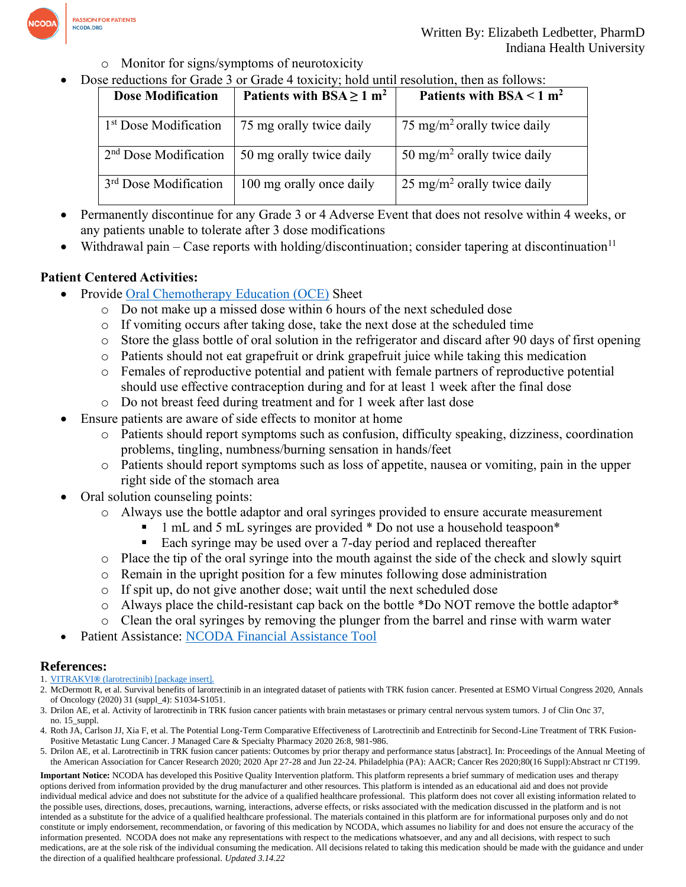- Monitor for signs/symptoms of neurotoxicity

- Dose reductions for Grade 3 or Grade 4 toxicity; hold until resolution, then as follows:

| Dose Modification | Patients with BSA ≥ 1 $m^2$ | Patients with BSA < 1 $m^2$ |
|---|---|---|
| 1st Dose Modification | 75 mg orally twice daily | 75 mg/$m^2$ orally twice daily |
| 2nd Dose Modification | 50 mg orally twice daily | 50 mg/$m^2$ orally twice daily |
| 3rd Dose Modification | 100 mg orally once daily | 25 mg/$m^2$ orally twice daily |

- Permanently discontinue for any Grade 3 or 4 Adverse Event that does not resolve within 4 weeks, or any patients unable to tolerate after 3 dose modifications
- Withdrawal pain – Case reports with holding/discontinuation; consider tapering at discontinuation[11]

**Patient Centered Activities:**

- Provide [Oral Chemotherapy Education (OCE)] Sheet
  - Do not make up a missed dose within 6 hours of the next scheduled dose
  - If vomiting occurs after taking dose, take the next dose at the scheduled time
  - Store the glass bottle of oral solution in the refrigerator and discard after 90 days of first opening
  - Patients should not eat grapefruit or drink grapefruit juice while taking this medication
  - Females of reproductive potential and patient with female partners of reproductive potential should use effective contraception during and for at least 1 week after the final dose
  - Do not breast feed during treatment and for 1 week after last dose
- Ensure patients are aware of side effects to monitor at home
  - Patients should report symptoms such as confusion, difficulty speaking, dizziness, coordination problems, tingling, numbness/burning sensation in hands/feet
  - Patients should report symptoms such as loss of appetite, nausea or vomiting, pain in the upper right side of the stomach area
- Oral solution counseling points:
  - Always use the bottle adaptor and oral syringes provided to ensure accurate measurement
    - 1 mL and 5 mL syringes are provided * Do not use a household teaspoon*
    - Each syringe may be used over a 7-day period and replaced thereafter
  - Place the tip of the oral syringe into the mouth against the side of the check and slowly squirt
  - Remain in the upright position for a few minutes following dose administration
  - If spit up, do not give another dose; wait until the next scheduled dose
  - Always place the child-resistant cap back on the bottle *Do NOT remove the bottle adaptor*
  - Clean the oral syringes by removing the plunger from the barrel and rinse with warm water
- Patient Assistance: NCODA Financial Assistance Tool

## References:

1. VITRAKVI® (larotrectinib) [package insert].
2. McDermott R, et al. Survival benefits of larotrectinib in an integrated dataset of patients with TRK fusion cancer. Presented at ESMO Virtual Congress 2020, Annals of Oncology (2020) 31 (suppl_4): S1034-S1051.
3. Drilon AE, et al. Activity of larotrectinib in TRK fusion cancer patients with brain metastases or primary central nervous system tumors. J of Clin Onc 37, no. 15_suppl.
4. Roth JA, Carlson JJ, Xia F, et al. The Potential Long-Term Comparative Effectiveness of Larotrectinib and Entrectinib for Second-Line Treatment of TRK Fusion-Positive Metastatic Lung Cancer. J Managed Care & Specialty Pharmacy 2020 26:8, 981-986.
5. Drilon AE, et al. Larotrectinib in TRK fusion cancer patients: Outcomes by prior therapy and performance status [abstract]. In: Proceedings of the Annual Meeting of the American Association for Cancer Research 2020; 2020 Apr 27-28 and Jun 22-24. Philadelphia (PA): AACR; Cancer Res 2020;80(16 Suppl):Abstract nr CT199.

**Important Notice:** NCODA has developed this Positive Quality Intervention platform. This platform represents a brief summary of medication uses and therapy options derived from information provided by the drug manufacturer and other resources. This platform is intended as an educational aid and does not provide individual medical advice and does not substitute for the advice of a qualified healthcare professional. This platform does not cover all existing information related to the possible uses, directions, doses, precautions, warning, interactions, adverse effects, or risks associated with the medication discussed in the platform and is not intended as a substitute for the advice of a qualified healthcare professional. The materials contained in this platform are for informational purposes only and do not constitute or imply endorsement, recommendation, or favoring of this medication by NCODA, which assumes no liability for and does not ensure the accuracy of the information presented. NCODA does not make any representations with respect to the medications whatsoever, and any and all decisions, with respect to such medications, are at the sole risk of the individual consuming the medication. All decisions related to taking this medication should be made with the guidance and under the direction of a qualified healthcare professional. *Updated 3.14.22*